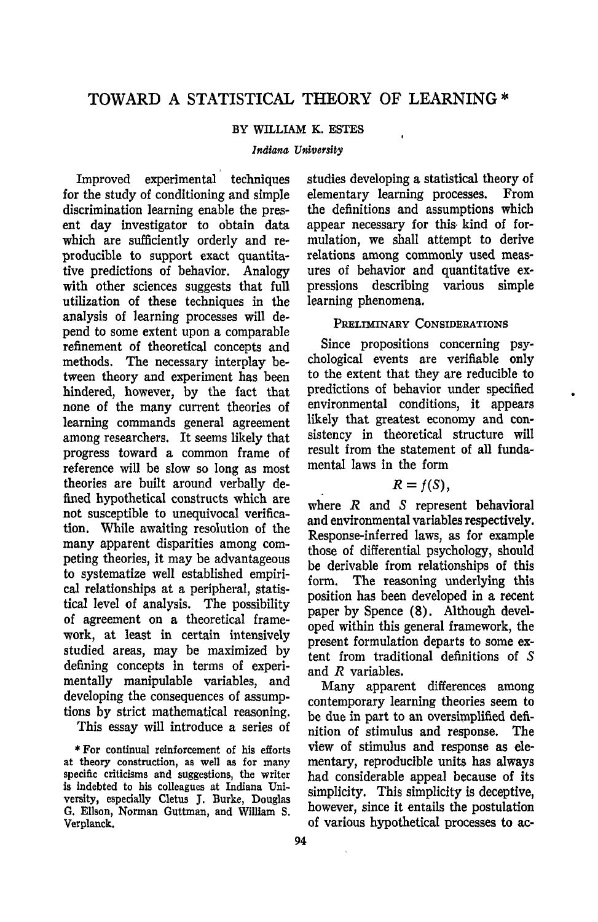# TOWARD A STATISTICAL THEORY OF LEARNING *

BY WILLIAM K. ESTES

*Indiana University*

Improved experimental techniques for the study of conditioning and simple discrimination learning enable the present day investigator to obtain data which are sufficiently orderly and reproducible to support exact quantitative predictions of behavior. Analogy with other sciences suggests that full utilization of these techniques in the analysis of learning processes will depend to some extent upon a comparable refinement of theoretical concepts and methods. The necessary interplay between theory and experiment has been hindered, however, by the fact that none of the many current theories of learning commands general agreement among researchers. It seems likely that progress toward a common frame of reference will be slow so long as most theories are built around verbally defined hypothetical constructs which are not susceptible to unequivocal verification. While awaiting resolution of the many apparent disparities among competing theories, it may be advantageous to systematize well established empirical relationships at a peripheral, statistical level of analysis. The possibility of agreement on a theoretical framework, at least in certain intensively studied areas, may be maximized by defining concepts in terms of experimentally manipulable variables, and developing the consequences of assumptions by strict mathematical reasoning.

This essay will introduce a series of studies developing a statistical theory of elementary learning processes. From the definitions and assumptions which appear necessary for this kind of formulation, we shall attempt to derive relations among commonly used measures of behavior and quantitative expressions describing various simple learning phenomena.

## PRELIMINARY CONSIDERATIONS

Since propositions concerning psychological events are verifiable only to the extent that they are reducible to predictions of behavior under specified environmental conditions, it appears likely that greatest economy and consistency in theoretical structure will result from the statement of all fundamental laws in the form

$$R = f(S),$$

where $R$ and $S$ represent behavioral and environmental variables respectively. Response-inferred laws, as for example those of differential psychology, should be derivable from relationships of this form. The reasoning underlying this position has been developed in a recent paper by Spence (8). Although developed within this general framework, the present formulation departs to some extent from traditional definitions of $S$ and $R$ variables.

Many apparent differences among contemporary learning theories seem to be due in part to an oversimplified definition of stimulus and response. The view of stimulus and response as elementary, reproducible units has always had considerable appeal because of its simplicity. This simplicity is deceptive, however, since it entails the postulation of various hypothetical processes to ac-

* For continual reinforcement of his efforts at theory construction, as well as for many specific criticisms and suggestions, the writer is indebted to his colleagues at Indiana University, especially Cletus J. Burke, Douglas G. Ellson, Norman Guttman, and William S. Verplanck.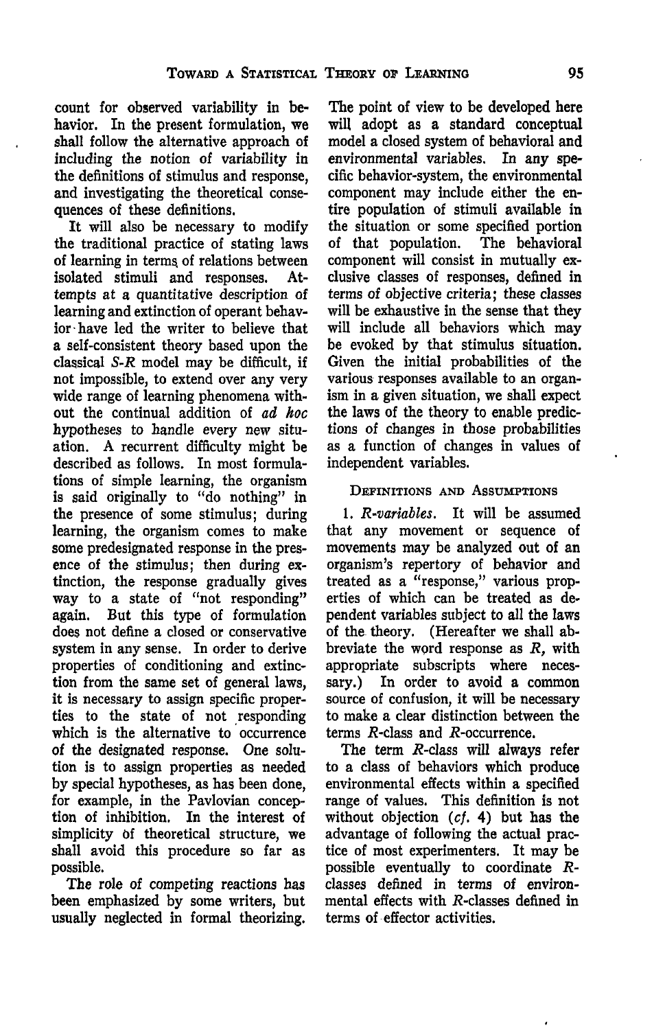count for observed variability in behavior. In the present formulation, we shall follow the alternative approach of including the notion of variability in the definitions of stimulus and response, and investigating the theoretical consequences of these definitions.

It will also be necessary to modify the traditional practice of stating laws of learning in terms of relations between isolated stimuli and responses. Attempts at a quantitative description of learning and extinction of operant behavior have led the writer to believe that a self-consistent theory based upon the classical *S-R* model may be difficult, if not impossible, to extend over any very wide range of learning phenomena without the continual addition of *ad hoc* hypotheses to handle every new situation. A recurrent difficulty might be described as follows. In most formulations of simple learning, the organism is said originally to "do nothing" in the presence of some stimulus; during learning, the organism comes to make some predesignated response in the presence of the stimulus; then during extinction, the response gradually gives way to a state of "not responding" again. But this type of formulation does not define a closed or conservative system in any sense. In order to derive properties of conditioning and extinction from the same set of general laws, it is necessary to assign specific properties to the state of not responding which is the alternative to occurrence of the designated response. One solution is to assign properties as needed by special hypotheses, as has been done, for example, in the Pavlovian conception of inhibition. In the interest of simplicity of theoretical structure, we shall avoid this procedure so far as possible.

The role of competing reactions has been emphasized by some writers, but usually neglected in formal theorizing. The point of view to be developed here will adopt as a standard conceptual model a closed system of behavioral and environmental variables. In any specific behavior-system, the environmental component may include either the entire population of stimuli available in the situation or some specified portion of that population. The behavioral component will consist in mutually exclusive classes of responses, defined in terms of objective criteria; these classes will be exhaustive in the sense that they will include all behaviors which may be evoked by that stimulus situation. Given the initial probabilities of the various responses available to an organism in a given situation, we shall expect the laws of the theory to enable predictions of changes in those probabilities as a function of changes in values of independent variables.

## Definitions and Assumptions

1. *R-variables.* It will be assumed that any movement or sequence of movements may be analyzed out of an organism's repertory of behavior and treated as a "response," various properties of which can be treated as dependent variables subject to all the laws of the theory. (Hereafter we shall abbreviate the word response as $R$, with appropriate subscripts where necessary.) In order to avoid a common source of confusion, it will be necessary to make a clear distinction between the terms $R$-class and $R$-occurrence.

The term $R$-class will always refer to a class of behaviors which produce environmental effects within a specified range of values. This definition is not without objection (*cf.* 4) but has the advantage of following the actual practice of most experimenters. It may be possible eventually to coordinate $R$-classes defined in terms of environmental effects with $R$-classes defined in terms of effector activities.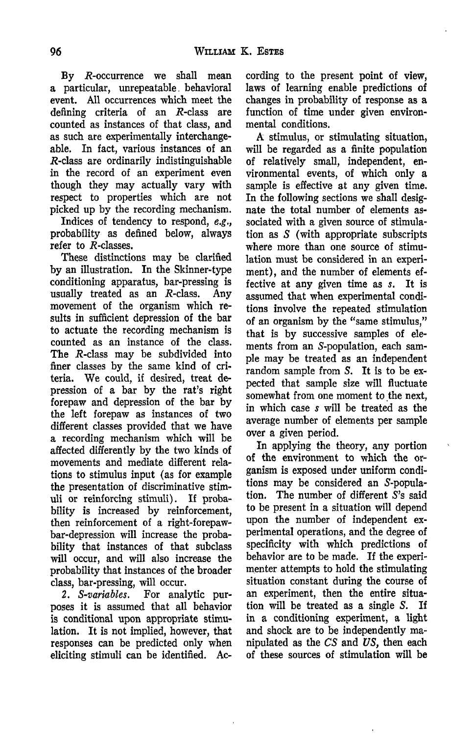By *R*-occurrence we shall mean a particular, unrepeatable behavioral event. All occurrences which meet the defining criteria of an *R*-class are counted as instances of that class, and as such are experimentally interchangeable. In fact, various instances of an *R*-class are ordinarily indistinguishable in the record of an experiment even though they may actually vary with respect to properties which are not picked up by the recording mechanism.

Indices of tendency to respond, *e.g.*, probability as defined below, always refer to *R*-classes.

These distinctions may be clarified by an illustration. In the Skinner-type conditioning apparatus, bar-pressing is usually treated as an *R*-class. Any movement of the organism which results in sufficient depression of the bar to actuate the recording mechanism is counted as an instance of the class. The *R*-class may be subdivided into finer classes by the same kind of criteria. We could, if desired, treat depression of a bar by the rat's right forepaw and depression of the bar by the left forepaw as instances of two different classes provided that we have a recording mechanism which will be affected differently by the two kinds of movements and mediate different relations to stimulus input (as for example the presentation of discriminative stimuli or reinforcing stimuli). If probability is increased by reinforcement, then reinforcement of a right-forepaw-bar-depression will increase the probability that instances of that subclass will occur, and will also increase the probability that instances of the broader class, bar-pressing, will occur.

2. *S-variables.* For analytic purposes it is assumed that all behavior is conditional upon appropriate stimulation. It is not implied, however, that responses can be predicted only when eliciting stimuli can be identified. According to the present point of view, laws of learning enable predictions of changes in probability of response as a function of time under given environmental conditions.

A stimulus, or stimulating situation, will be regarded as a finite population of relatively small, independent, environmental events, of which only a sample is effective at any given time. In the following sections we shall designate the total number of elements associated with a given source of stimulation as $S$ (with appropriate subscripts where more than one source of stimulation must be considered in an experiment), and the number of elements effective at any given time as $s$. It is assumed that when experimental conditions involve the repeated stimulation of an organism by the "same stimulus," that is by successive samples of elements from an $S$-population, each sample may be treated as an independent random sample from $S$. It is to be expected that sample size will fluctuate somewhat from one moment to the next, in which case $s$ will be treated as the average number of elements per sample over a given period.

In applying the theory, any portion of the environment to which the organism is exposed under uniform conditions may be considered an $S$-population. The number of different $S$'s said to be present in a situation will depend upon the number of independent experimental operations, and the degree of specificity with which predictions of behavior are to be made. If the experimenter attempts to hold the stimulating situation constant during the course of an experiment, then the entire situation will be treated as a single $S$. If in a conditioning experiment, a light and shock are to be independently manipulated as the *CS* and *US*, then each of these sources of stimulation will be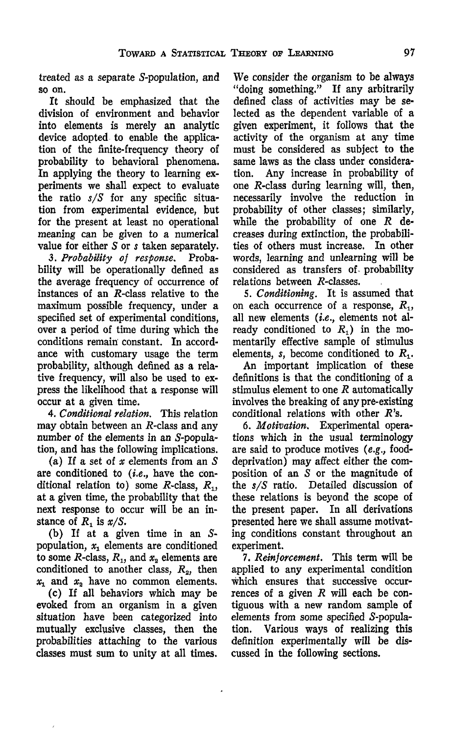treated as a separate $S$-population, and so on.

It should be emphasized that the division of environment and behavior into elements is merely an analytic device adopted to enable the application of the finite-frequency theory of probability to behavioral phenomena. In applying the theory to learning experiments we shall expect to evaluate the ratio $s/S$ for any specific situation from experimental evidence, but for the present at least no operational meaning can be given to a numerical value for either $S$ or $s$ taken separately.

*3. Probability of response.* Probability will be operationally defined as the average frequency of occurrence of instances of an $R$-class relative to the maximum possible frequency, under a specified set of experimental conditions, over a period of time during which the conditions remain constant. In accordance with customary usage the term probability, although defined as a relative frequency, will also be used to express the likelihood that a response will occur at a given time.

*4. Conditional relation.* This relation may obtain between an $R$-class and any number of the elements in an $S$-population, and has the following implications.

(a) If a set of $x$ elements from an $S$ are conditioned to (*i.e.*, have the conditional relation to) some $R$-class, $R_1$, at a given time, the probability that the next response to occur will be an instance of $R_1$ is $x/S$.

(b) If at a given time in an $S$-population, $x_1$ elements are conditioned to some $R$-class, $R_1$, and $x_2$ elements are conditioned to another class, $R_2$, then $x_1$ and $x_2$ have no common elements.

(c) If all behaviors which may be evoked from an organism in a given situation have been categorized into mutually exclusive classes, then the probabilities attaching to the various classes must sum to unity at all times. We consider the organism to be always "doing something." If any arbitrarily defined class of activities may be selected as the dependent variable of a given experiment, it follows that the activity of the organism at any time must be considered as subject to the same laws as the class under consideration. Any increase in probability of one $R$-class during learning will, then, necessarily involve the reduction in probability of other classes; similarly, while the probability of one $R$ decreases during extinction, the probabilities of others must increase. In other words, learning and unlearning will be considered as transfers of probability relations between $R$-classes.

*5. Conditioning.* It is assumed that on each occurrence of a response, $R_1$, all new elements (*i.e.*, elements not already conditioned to $R_1$) in the momentarily effective sample of stimulus elements, $s$, become conditioned to $R_1$.

An important implication of these definitions is that the conditioning of a stimulus element to one $R$ automatically involves the breaking of any pre-existing conditional relations with other $R$'s.

*6. Motivation.* Experimental operations which in the usual terminology are said to produce motives (*e.g.*, food-deprivation) may affect either the composition of an $S$ or the magnitude of the $s/S$ ratio. Detailed discussion of these relations is beyond the scope of the present paper. In all derivations presented here we shall assume motivating conditions constant throughout an experiment.

*7. Reinforcement.* This term will be applied to any experimental condition which ensures that successive occurrences of a given $R$ will each be contiguous with a new random sample of elements from some specified $S$-population. Various ways of realizing this definition experimentally will be discussed in the following sections.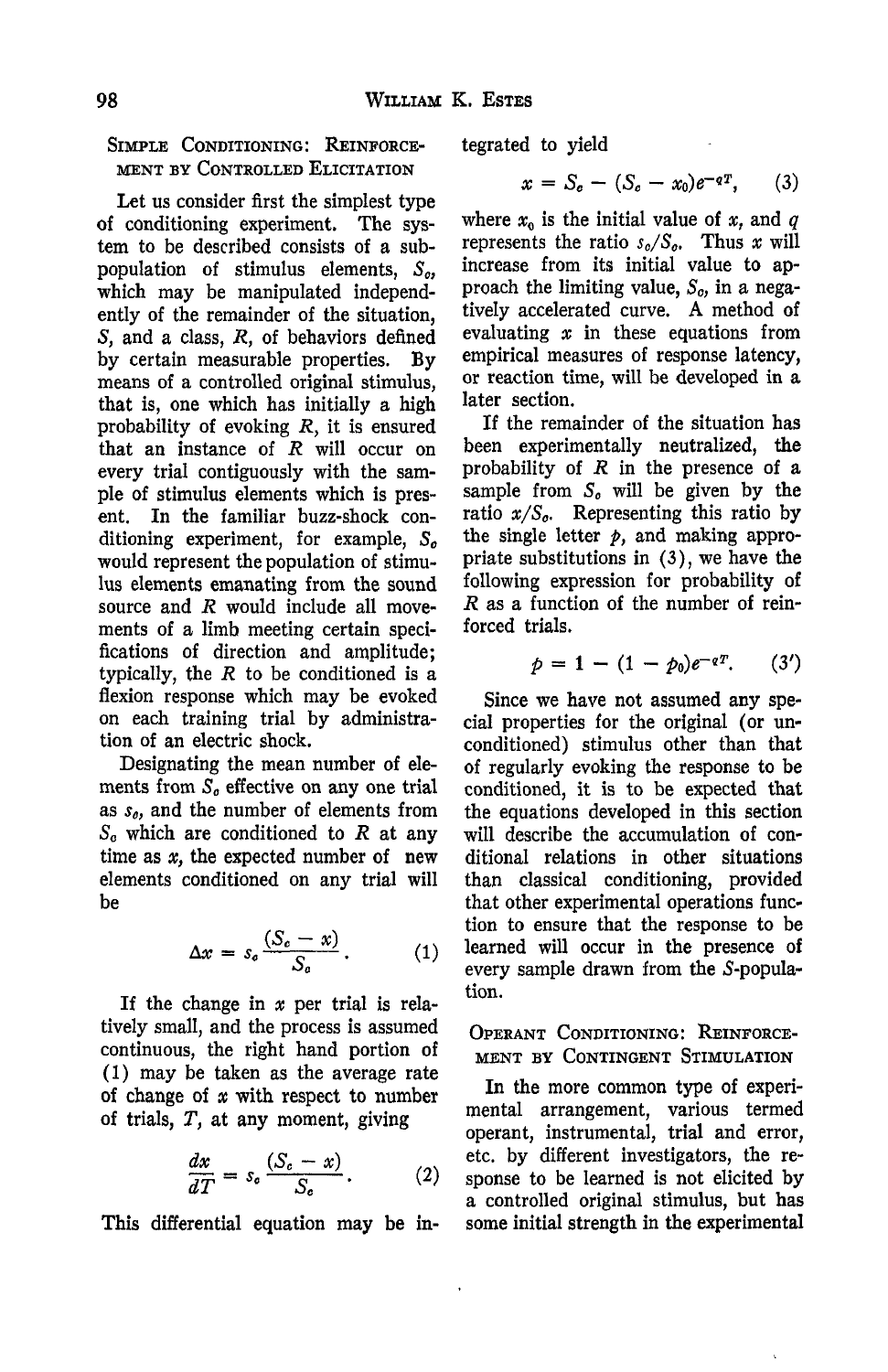## Simple Conditioning: Reinforcement by Controlled Elicitation

Let us consider first the simplest type of conditioning experiment. The system to be described consists of a subpopulation of stimulus elements, $S_c$, which may be manipulated independently of the remainder of the situation, $S$, and a class, $R$, of behaviors defined by certain measurable properties. By means of a controlled original stimulus, that is, one which has initially a high probability of evoking $R$, it is ensured that an instance of $R$ will occur on every trial contiguously with the sample of stimulus elements which is present. In the familiar buzz-shock conditioning experiment, for example, $S_c$ would represent the population of stimulus elements emanating from the sound source and $R$ would include all movements of a limb meeting certain specifications of direction and amplitude; typically, the $R$ to be conditioned is a flexion response which may be evoked on each training trial by administration of an electric shock.

Designating the mean number of elements from $S_c$ effective on any one trial as $s_c$, and the number of elements from $S_c$ which are conditioned to $R$ at any time as $x$, the expected number of new elements conditioned on any trial will be

$$\Delta x = s_c \frac{(S_c - x)}{S_c}. \qquad (1)$$

If the change in $x$ per trial is relatively small, and the process is assumed continuous, the right hand portion of (1) may be taken as the average rate of change of $x$ with respect to number of trials, $T$, at any moment, giving

$$\frac{dx}{dT} = s_c \frac{(S_c - x)}{S_c}. \qquad (2)$$

This differential equation may be integrated to yield

$$x = S_c - (S_c - x_0)e^{-qT}, \qquad (3)$$

where $x_0$ is the initial value of $x$, and $q$ represents the ratio $s_c/S_c$. Thus $x$ will increase from its initial value to approach the limiting value, $S_c$, in a negatively accelerated curve. A method of evaluating $x$ in these equations from empirical measures of response latency, or reaction time, will be developed in a later section.

If the remainder of the situation has been experimentally neutralized, the probability of $R$ in the presence of a sample from $S_c$ will be given by the ratio $x/S_c$. Representing this ratio by the single letter $p$, and making appropriate substitutions in (3), we have the following expression for probability of $R$ as a function of the number of reinforced trials.

$$p = 1 - (1 - p_0)e^{-qT}. \qquad (3')$$

Since we have not assumed any special properties for the original (or unconditioned) stimulus other than that of regularly evoking the response to be conditioned, it is to be expected that the equations developed in this section will describe the accumulation of conditional relations in other situations than classical conditioning, provided that other experimental operations function to ensure that the response to be learned will occur in the presence of every sample drawn from the $S$-population.

## Operant Conditioning: Reinforcement by Contingent Stimulation

In the more common type of experimental arrangement, various termed operant, instrumental, trial and error, etc. by different investigators, the response to be learned is not elicited by a controlled original stimulus, but has some initial strength in the experimental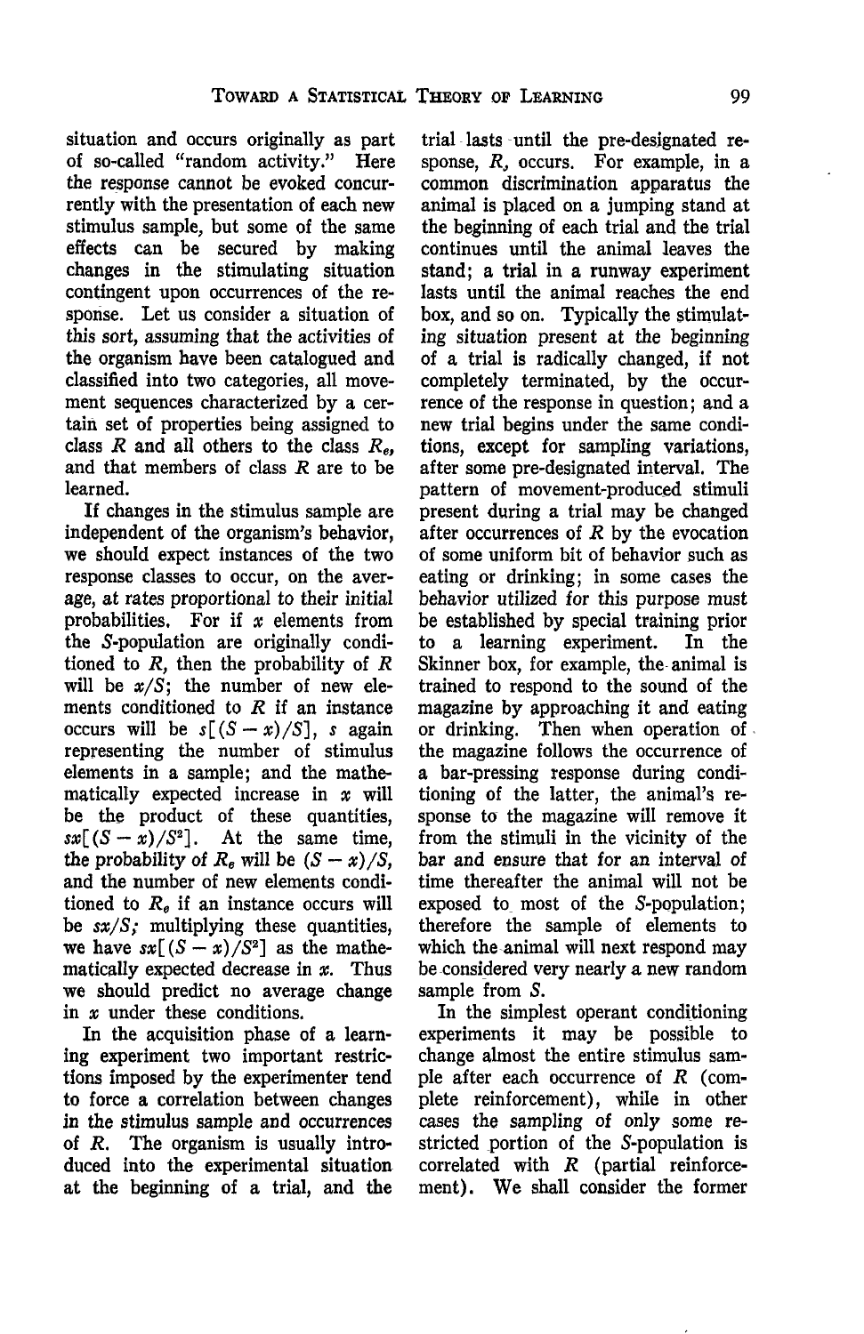situation and occurs originally as part of so-called "random activity." Here the response cannot be evoked concurrently with the presentation of each new stimulus sample, but some of the same effects can be secured by making changes in the stimulating situation contingent upon occurrences of the response. Let us consider a situation of this sort, assuming that the activities of the organism have been catalogued and classified into two categories, all movement sequences characterized by a certain set of properties being assigned to class $R$ and all others to the class $R_e$, and that members of class $R$ are to be learned.

If changes in the stimulus sample are independent of the organism's behavior, we should expect instances of the two response classes to occur, on the average, at rates proportional to their initial probabilities. For if $x$ elements from the $S$-population are originally conditioned to $R$, then the probability of $R$ will be $x/S$; the number of new elements conditioned to $R$ if an instance occurs will be $s[(S-x)/S]$, $s$ again representing the number of stimulus elements in a sample; and the mathematically expected increase in $x$ will be the product of these quantities, $sx[(S-x)/S^2]$. At the same time, the probability of $R_e$ will be $(S-x)/S$, and the number of new elements conditioned to $R_e$ if an instance occurs will be $sx/S$; multiplying these quantities, we have $sx[(S-x)/S^2]$ as the mathematically expected decrease in $x$. Thus we should predict no average change in $x$ under these conditions.

In the acquisition phase of a learning experiment two important restrictions imposed by the experimenter tend to force a correlation between changes in the stimulus sample and occurrences of $R$. The organism is usually introduced into the experimental situation at the beginning of a trial, and the trial lasts until the pre-designated response, $R$, occurs. For example, in a common discrimination apparatus the animal is placed on a jumping stand at the beginning of each trial and the trial continues until the animal leaves the stand; a trial in a runway experiment lasts until the animal reaches the end box, and so on. Typically the stimulating situation present at the beginning of a trial is radically changed, if not completely terminated, by the occurrence of the response in question; and a new trial begins under the same conditions, except for sampling variations, after some pre-designated interval. The pattern of movement-produced stimuli present during a trial may be changed after occurrences of $R$ by the evocation of some uniform bit of behavior such as eating or drinking; in some cases the behavior utilized for this purpose must be established by special training prior to a learning experiment. In the Skinner box, for example, the animal is trained to respond to the sound of the magazine by approaching it and eating or drinking. Then when operation of the magazine follows the occurrence of a bar-pressing response during conditioning of the latter, the animal's response to the magazine will remove it from the stimuli in the vicinity of the bar and ensure that for an interval of time thereafter the animal will not be exposed to most of the $S$-population; therefore the sample of elements to which the animal will next respond may be considered very nearly a new random sample from $S$.

In the simplest operant conditioning experiments it may be possible to change almost the entire stimulus sample after each occurrence of $R$ (complete reinforcement), while in other cases the sampling of only some restricted portion of the $S$-population is correlated with $R$ (partial reinforcement). We shall consider the former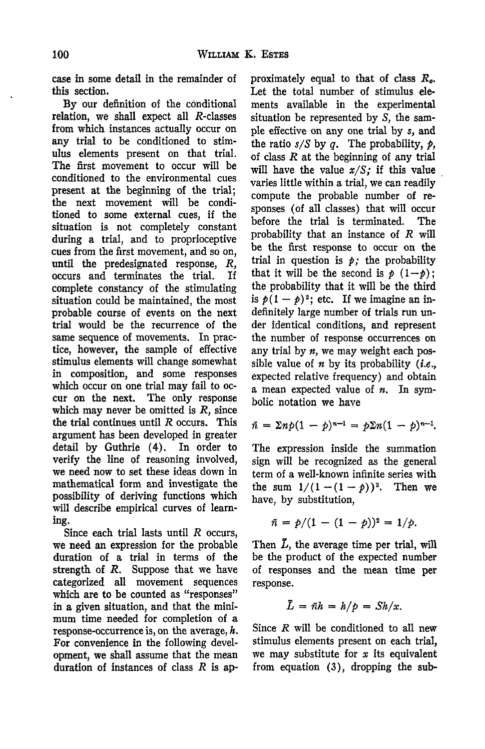case in some detail in the remainder of this section.

By our definition of the conditional relation, we shall expect all $R$-classes from which instances actually occur on any trial to be conditioned to stimulus elements present on that trial. The first movement to occur will be conditioned to the environmental cues present at the beginning of the trial; the next movement will be conditioned to some external cues, if the situation is not completely constant during a trial, and to proprioceptive cues from the first movement, and so on, until the predesignated response, $R$, occurs and terminates the trial. If complete constancy of the stimulating situation could be maintained, the most probable course of events on the next trial would be the recurrence of the same sequence of movements. In practice, however, the sample of effective stimulus elements will change somewhat in composition, and some responses which occur on one trial may fail to occur on the next. The only response which may never be omitted is $R$, since the trial continues until $R$ occurs. This argument has been developed in greater detail by Guthrie (4). In order to verify the line of reasoning involved, we need now to set these ideas down in mathematical form and investigate the possibility of deriving functions which will describe empirical curves of learning.

Since each trial lasts until $R$ occurs, we need an expression for the probable duration of a trial in terms of the strength of $R$. Suppose that we have categorized all movement sequences which are to be counted as "responses" in a given situation, and that the minimum time needed for completion of a response-occurrence is, on the average, $h$. For convenience in the following development, we shall assume that the mean duration of instances of class $R$ is approximately equal to that of class $R_e$. Let the total number of stimulus elements available in the experimental situation be represented by $S$, the sample effective on any one trial by $s$, and the ratio $s/S$ by $q$. The probability, $p$, of class $R$ at the beginning of any trial will have the value $x/S$; if this value varies little within a trial, we can readily compute the probable number of responses (of all classes) that will occur before the trial is terminated. The probability that an instance of $R$ will be the first response to occur on the trial in question is $p$; the probability that it will be the second is $p\ (1-p)$; the probability that it will be the third is $p(1-p)^2$; etc. If we imagine an indefinitely large number of trials run under identical conditions, and represent the number of response occurrences on any trial by $n$, we may weight each possible value of $n$ by its probability (*i.e.*, expected relative frequency) and obtain a mean expected value of $n$. In symbolic notation we have

$$\bar{n} = \Sigma np(1-p)^{n-1} = p\Sigma n(1-p)^{n-1}.$$

The expression inside the summation sign will be recognized as the general term of a well-known infinite series with the sum $1/(1-(1-p))^2$. Then we have, by substitution,

$$\bar{n} = p/(1-(1-p))^2 = 1/p.$$

Then $\bar{L}$, the average time per trial, will be the product of the expected number of responses and the mean time per response.

$$\bar{L} = \bar{n}h = h/p = Sh/x.$$

Since $R$ will be conditioned to all new stimulus elements present on each trial, we may substitute for $x$ its equivalent from equation (3), dropping the sub-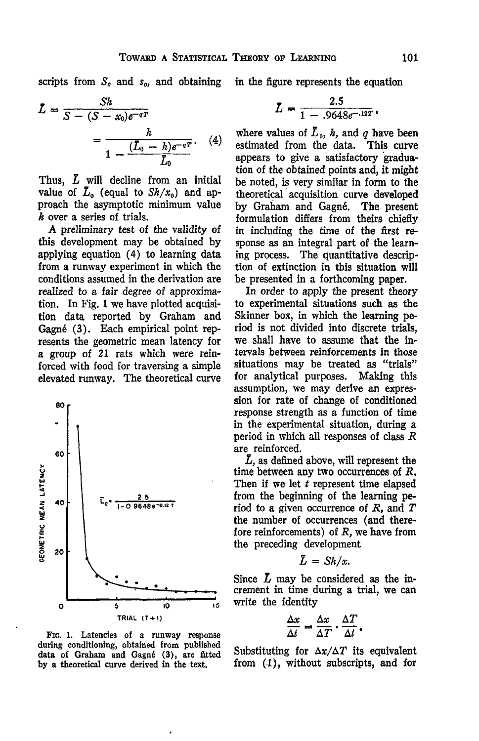scripts from $S_o$ and $s_o$, and obtaining

$$\bar{L} = \frac{Sh}{S - (S - x_0)e^{-qT}} = \frac{h}{1 - \frac{(\bar{L}_0 - h)e^{-qT}}{\bar{L}_0}}. \quad (4)$$

Thus, $\bar{L}$ will decline from an initial value of $\bar{L}_0$ (equal to $Sh/x_0$) and approach the asymptotic minimum value $h$ over a series of trials.

A preliminary test of the validity of this development may be obtained by applying equation (4) to learning data from a runway experiment in which the conditions assumed in the derivation are realized to a fair degree of approximation. In Fig. 1 we have plotted acquisition data reported by Graham and Gagné (3). Each empirical point represents the geometric mean latency for a group of 21 rats which were reinforced with food for traversing a simple elevated runway. The theoretical curve in the figure represents the equation

$$\bar{L} = \frac{2.5}{1 - .9648e^{-.12T}},$$

where values of $\bar{L}_0$, $h$, and $q$ have been estimated from the data. This curve appears to give a satisfactory graduation of the obtained points and, it might be noted, is very similar in form to the theoretical acquisition curve developed by Graham and Gagné. The present formulation differs from theirs chiefly in including the time of the first response as an integral part of the learning process. The quantitative description of extinction in this situation will be presented in a forthcoming paper.

FIG. 1. Latencies of a runway response during conditioning, obtained from published data of Graham and Gagné (3), are fitted by a theoretical curve derived in the text.

In order to apply the present theory to experimental situations such as the Skinner box, in which the learning period is not divided into discrete trials, we shall have to assume that the intervals between reinforcements in those situations may be treated as "trials" for analytical purposes. Making this assumption, we may derive an expression for rate of change of conditioned response strength as a function of time in the experimental situation, during a period in which all responses of class $R$ are reinforced.

$\bar{L}$, as defined above, will represent the time between any two occurrences of $R$. Then if we let $t$ represent time elapsed from the beginning of the learning period to a given occurrence of $R$, and $T$ the number of occurrences (and therefore reinforcements) of $R$, we have from the preceding development

$$\bar{L} = Sh/x.$$

Since $\bar{L}$ may be considered as the increment in time during a trial, we can write the identity

$$\frac{\Delta x}{\Delta t} = \frac{\Delta x}{\Delta T} \cdot \frac{\Delta T}{\Delta t}.$$

Substituting for $\Delta x/\Delta T$ its equivalent from (1), without subscripts, and for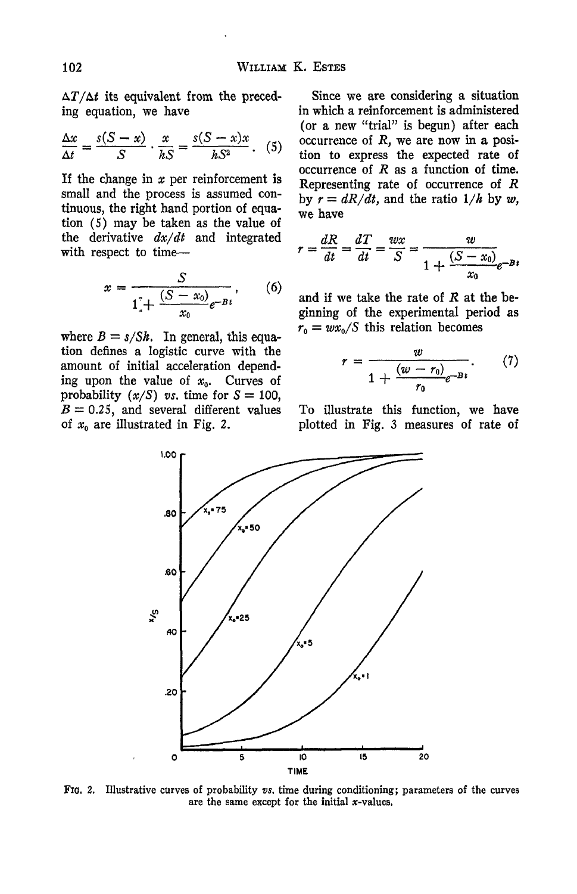$\Delta T/\Delta t$ its equivalent from the preceding equation, we have

$$\frac{\Delta x}{\Delta t} = \frac{s(S-x)}{S} \cdot \frac{x}{hS} = \frac{s(S-x)x}{hS^2}. \quad (5)$$

If the change in $x$ per reinforcement is small and the process is assumed continuous, the right hand portion of equation (5) may be taken as the value of the derivative $dx/dt$ and integrated with respect to time—

$$x = \frac{S}{1 + \frac{(S-x_0)}{x_0}e^{-Bt}}, \quad (6)$$

where $B = s/Sh$. In general, this equation defines a logistic curve with the amount of initial acceleration depending upon the value of $x_0$. Curves of probability $(x/S)$ *vs.* time for $S = 100$, $B = 0.25$, and several different values of $x_0$ are illustrated in Fig. 2.

Since we are considering a situation in which a reinforcement is administered (or a new "trial" is begun) after each occurrence of $R$, we are now in a position to express the expected rate of occurrence of $R$ as a function of time. Representing rate of occurrence of $R$ by $r = dR/dt$, and the ratio $1/h$ by $w$, we have

$$r = \frac{dR}{dt} = \frac{dT}{dt} = \frac{wx}{S} = \frac{w}{1 + \frac{(S-x_0)}{x_0}e^{-Bt}}$$

and if we take the rate of $R$ at the beginning of the experimental period as $r_0 = wx_0/S$ this relation becomes

$$r = \frac{w}{1 + \frac{(w-r_0)}{r_0}e^{-Bt}}. \quad (7)$$

To illustrate this function, we have plotted in Fig. 3 measures of rate of

FIG. 2. Illustrative curves of probability *vs.* time during conditioning; parameters of the curves are the same except for the initial $x$-values.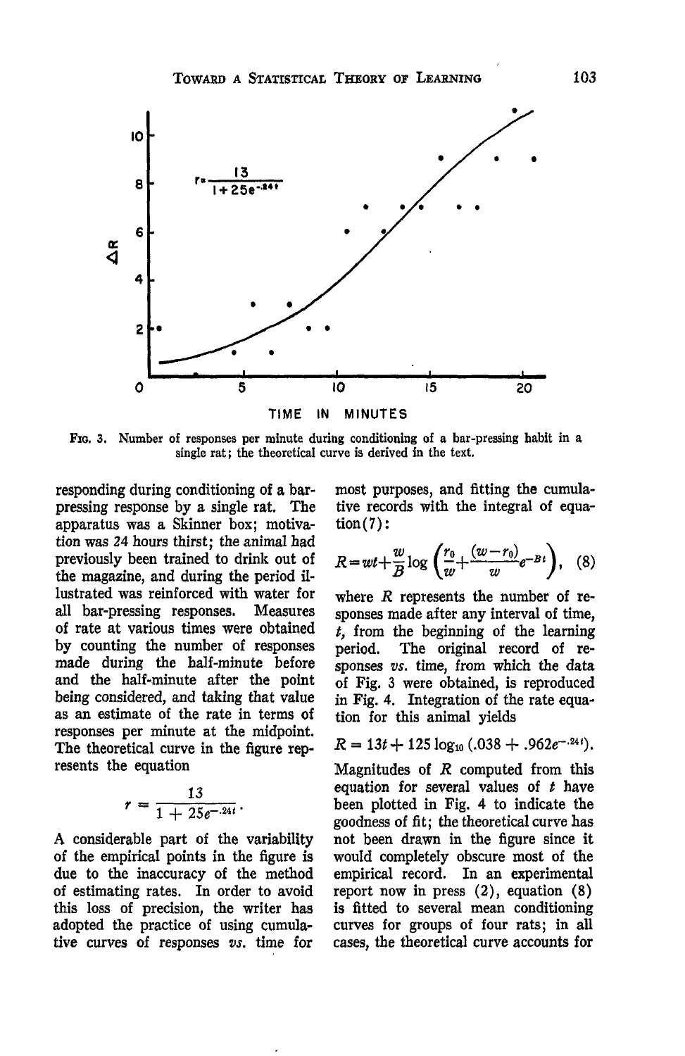FIG. 3. Number of responses per minute during conditioning of a bar-pressing habit in a single rat; the theoretical curve is derived in the text.

responding during conditioning of a bar-pressing response by a single rat. The apparatus was a Skinner box; motivation was 24 hours thirst; the animal had previously been trained to drink out of the magazine, and during the period illustrated was reinforced with water for all bar-pressing responses. Measures of rate at various times were obtained by counting the number of responses made during the half-minute before and the half-minute after the point being considered, and taking that value as an estimate of the rate in terms of responses per minute at the midpoint. The theoretical curve in the figure represents the equation

$$r = \frac{13}{1 + 25e^{-.24t}}.$$

A considerable part of the variability of the empirical points in the figure is due to the inaccuracy of the method of estimating rates. In order to avoid this loss of precision, the writer has adopted the practice of using cumulative curves of responses *vs.* time for most purposes, and fitting the cumulative records with the integral of equation (7):

$$R = wt + \frac{w}{B}\log\left(\frac{r_0}{w} + \frac{(w - r_0)}{w}e^{-Bt}\right), \quad (8)$$

where $R$ represents the number of responses made after any interval of time, $t$, from the beginning of the learning period. The original record of responses *vs.* time, from which the data of Fig. 3 were obtained, is reproduced in Fig. 4. Integration of the rate equation for this animal yields

$$R = 13t + 125\log_{10}(.038 + .962e^{-.24t}).$$

Magnitudes of $R$ computed from this equation for several values of $t$ have been plotted in Fig. 4 to indicate the goodness of fit; the theoretical curve has not been drawn in the figure since it would completely obscure most of the empirical record. In an experimental report now in press (2), equation (8) is fitted to several mean conditioning curves for groups of four rats; in all cases, the theoretical curve accounts for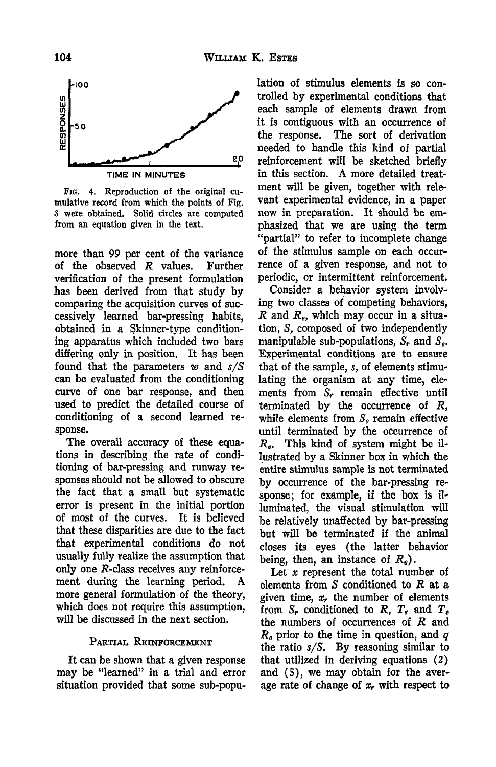FIG. 4. Reproduction of the original cumulative record from which the points of Fig. 3 were obtained. Solid circles are computed from an equation given in the text.

more than 99 per cent of the variance of the observed $R$ values. Further verification of the present formulation has been derived from that study by comparing the acquisition curves of successively learned bar-pressing habits, obtained in a Skinner-type conditioning apparatus which included two bars differing only in position. It has been found that the parameters $w$ and $s/S$ can be evaluated from the conditioning curve of one bar response, and then used to predict the detailed course of conditioning of a second learned response.

The overall accuracy of these equations in describing the rate of conditioning of bar-pressing and runway responses should not be allowed to obscure the fact that a small but systematic error is present in the initial portion of most of the curves. It is believed that these disparities are due to the fact that experimental conditions do not usually fully realize the assumption that only one $R$-class receives any reinforcement during the learning period. A more general formulation of the theory, which does not require this assumption, will be discussed in the next section.

## PARTIAL REINFORCEMENT

It can be shown that a given response may be "learned" in a trial and error situation provided that some sub-population of stimulus elements is so controlled by experimental conditions that each sample of elements drawn from it is contiguous with an occurrence of the response. The sort of derivation needed to handle this kind of partial reinforcement will be sketched briefly in this section. A more detailed treatment will be given, together with relevant experimental evidence, in a paper now in preparation. It should be emphasized that we are using the term "partial" to refer to incomplete change of the stimulus sample on each occurrence of a given response, and not to periodic, or intermittent reinforcement.

Consider a behavior system involving two classes of competing behaviors, $R$ and $R_e$, which may occur in a situation, $S$, composed of two independently manipulable sub-populations, $S_r$ and $S_e$. Experimental conditions are to ensure that of the sample, $s$, of elements stimulating the organism at any time, elements from $S_r$ remain effective until terminated by the occurrence of $R$, while elements from $S_e$ remain effective until terminated by the occurrence of $R_e$. This kind of system might be illustrated by a Skinner box in which the entire stimulus sample is not terminated by occurrence of the bar-pressing response; for example, if the box is illuminated, the visual stimulation will be relatively unaffected by bar-pressing but will be terminated if the animal closes its eyes (the latter behavior being, then, an instance of $R_e$).

Let $x$ represent the total number of elements from $S$ conditioned to $R$ at a given time, $x_r$ the number of elements from $S_r$ conditioned to $R$, $T_r$ and $T_e$ the numbers of occurrences of $R$ and $R_e$ prior to the time in question, and $q$ the ratio $s/S$. By reasoning similar to that utilized in deriving equations (2) and (5), we may obtain for the average rate of change of $x_r$ with respect to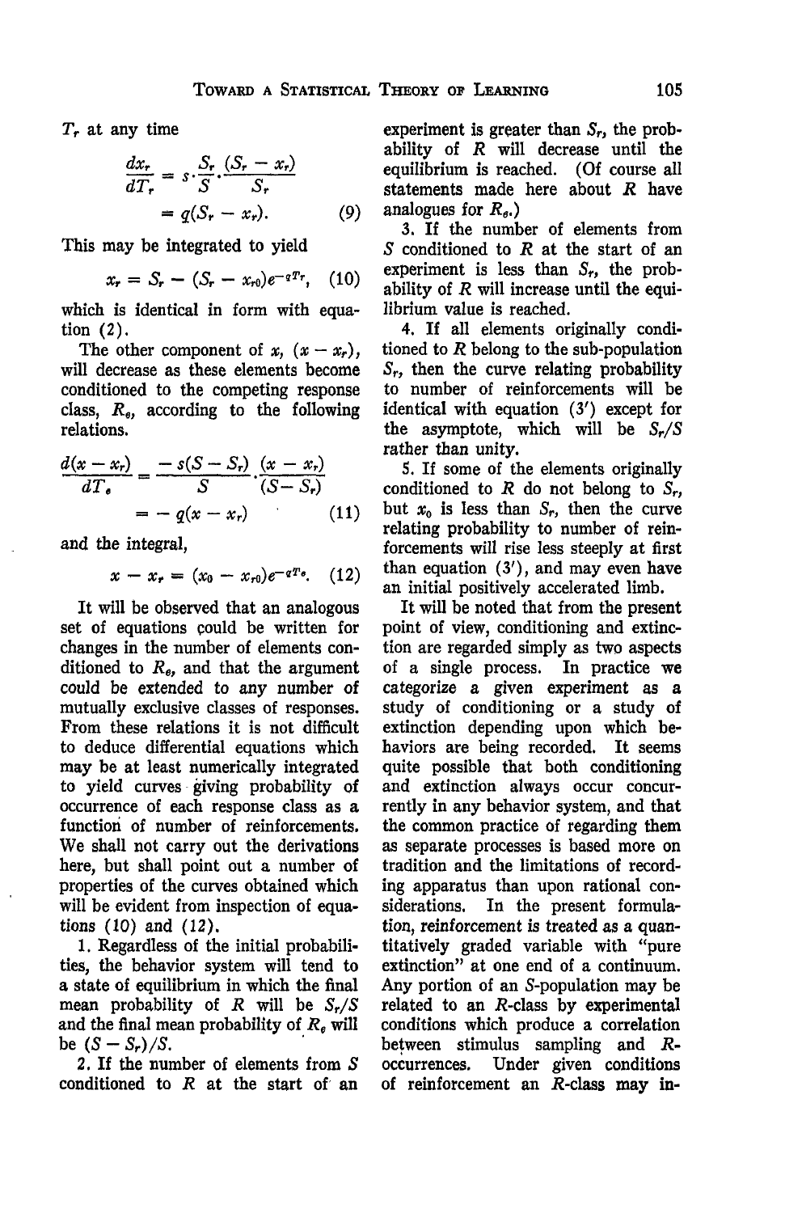$T_r$ at any time

$$\frac{dx_r}{dT_r} = s \cdot \frac{S_r}{S} \cdot \frac{(S_r - x_r)}{S_r} = q(S_r - x_r). \quad (9)$$

This may be integrated to yield

$$x_r = S_r - (S_r - x_{r0})e^{-qT_r}, \quad (10)$$

which is identical in form with equation (2).

The other component of $x$, $(x - x_r)$, will decrease as these elements become conditioned to the competing response class, $R_e$, according to the following relations.

$$\frac{d(x - x_r)}{dT_e} = \frac{-s(S - S_r)}{S} \cdot \frac{(x - x_r)}{(S - S_r)} = -q(x - x_r) \quad (11)$$

and the integral,

$$x - x_r = (x_0 - x_{r0})e^{-qT_e}. \quad (12)$$

It will be observed that an analogous set of equations could be written for changes in the number of elements conditioned to $R_e$, and that the argument could be extended to any number of mutually exclusive classes of responses. From these relations it is not difficult to deduce differential equations which may be at least numerically integrated to yield curves giving probability of occurrence of each response class as a function of number of reinforcements. We shall not carry out the derivations here, but shall point out a number of properties of the curves obtained which will be evident from inspection of equations (10) and (12).

1. Regardless of the initial probabilities, the behavior system will tend to a state of equilibrium in which the final mean probability of $R$ will be $S_r/S$ and the final mean probability of $R_e$ will be $(S - S_r)/S$.

2. If the number of elements from $S$ conditioned to $R$ at the start of an experiment is greater than $S_r$, the probability of $R$ will decrease until the equilibrium is reached. (Of course all statements made here about $R$ have analogues for $R_e$.)

3. If the number of elements from $S$ conditioned to $R$ at the start of an experiment is less than $S_r$, the probability of $R$ will increase until the equilibrium value is reached.

4. If all elements originally conditioned to $R$ belong to the sub-population $S_r$, then the curve relating probability to number of reinforcements will be identical with equation (3′) except for the asymptote, which will be $S_r/S$ rather than unity.

5. If some of the elements originally conditioned to $R$ do not belong to $S_r$, but $x_0$ is less than $S_r$, then the curve relating probability to number of reinforcements will rise less steeply at first than equation (3′), and may even have an initial positively accelerated limb.

It will be noted that from the present point of view, conditioning and extinction are regarded simply as two aspects of a single process. In practice we categorize a given experiment as a study of conditioning or a study of extinction depending upon which behaviors are being recorded. It seems quite possible that both conditioning and extinction always occur concurrently in any behavior system, and that the common practice of regarding them as separate processes is based more on tradition and the limitations of recording apparatus than upon rational considerations. In the present formulation, reinforcement is treated as a quantitatively graded variable with "pure extinction" at one end of a continuum. Any portion of an $S$-population may be related to an $R$-class by experimental conditions which produce a correlation between stimulus sampling and $R$-occurrences. Under given conditions of reinforcement an $R$-class may in-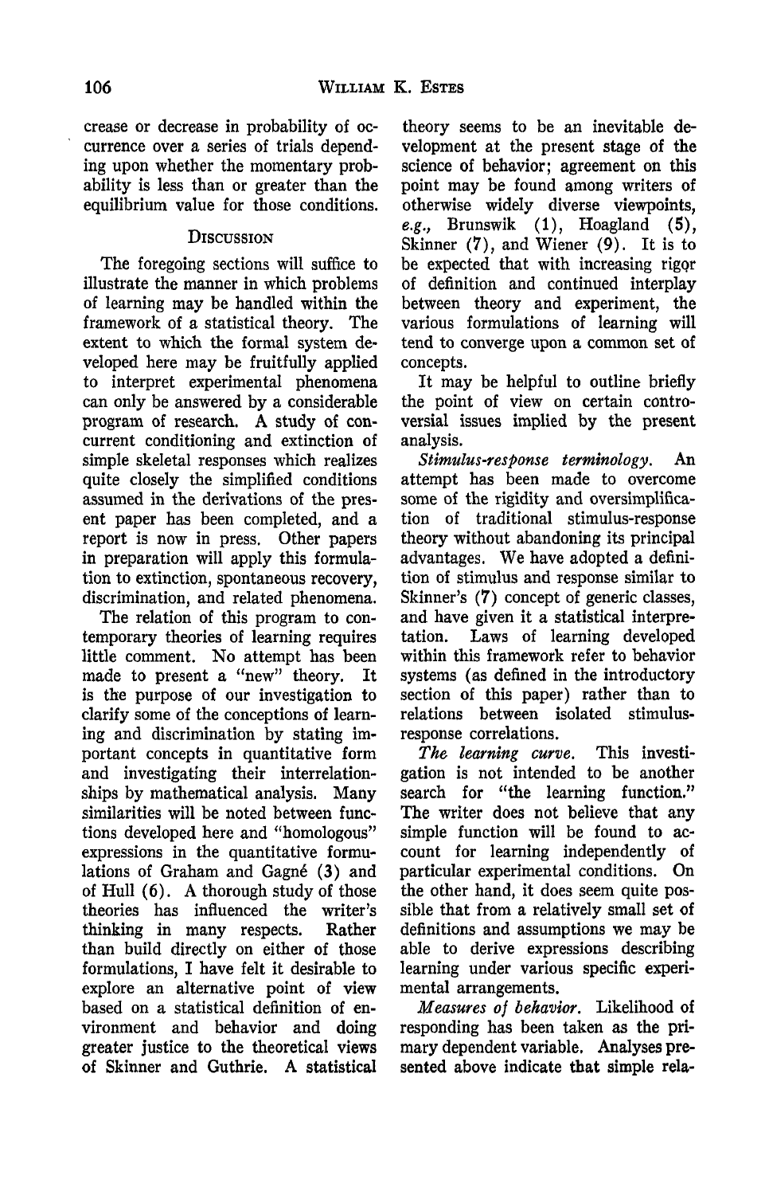crease or decrease in probability of occurrence over a series of trials depending upon whether the momentary probability is less than or greater than the equilibrium value for those conditions.

## Discussion

The foregoing sections will suffice to illustrate the manner in which problems of learning may be handled within the framework of a statistical theory. The extent to which the formal system developed here may be fruitfully applied to interpret experimental phenomena can only be answered by a considerable program of research. A study of concurrent conditioning and extinction of simple skeletal responses which realizes quite closely the simplified conditions assumed in the derivations of the present paper has been completed, and a report is now in press. Other papers in preparation will apply this formulation to extinction, spontaneous recovery, discrimination, and related phenomena.

The relation of this program to contemporary theories of learning requires little comment. No attempt has been made to present a "new" theory. It is the purpose of our investigation to clarify some of the conceptions of learning and discrimination by stating important concepts in quantitative form and investigating their interrelationships by mathematical analysis. Many similarities will be noted between functions developed here and "homologous" expressions in the quantitative formulations of Graham and Gagné (3) and of Hull (6). A thorough study of those theories has influenced the writer's thinking in many respects. Rather than build directly on either of those formulations, I have felt it desirable to explore an alternative point of view based on a statistical definition of environment and behavior and doing greater justice to the theoretical views of Skinner and Guthrie. A statistical theory seems to be an inevitable development at the present stage of the science of behavior; agreement on this point may be found among writers of otherwise widely diverse viewpoints, *e.g.*, Brunswik (1), Hoagland (5), Skinner (7), and Wiener (9). It is to be expected that with increasing rigor of definition and continued interplay between theory and experiment, the various formulations of learning will tend to converge upon a common set of concepts.

It may be helpful to outline briefly the point of view on certain controversial issues implied by the present analysis.

*Stimulus-response terminology.* An attempt has been made to overcome some of the rigidity and oversimplification of traditional stimulus-response theory without abandoning its principal advantages. We have adopted a definition of stimulus and response similar to Skinner's (7) concept of generic classes, and have given it a statistical interpretation. Laws of learning developed within this framework refer to behavior systems (as defined in the introductory section of this paper) rather than to relations between isolated stimulus-response correlations.

*The learning curve.* This investigation is not intended to be another search for "the learning function." The writer does not believe that any simple function will be found to account for learning independently of particular experimental conditions. On the other hand, it does seem quite possible that from a relatively small set of definitions and assumptions we may be able to derive expressions describing learning under various specific experimental arrangements.

*Measures of behavior.* Likelihood of responding has been taken as the primary dependent variable. Analyses presented above indicate that simple rela-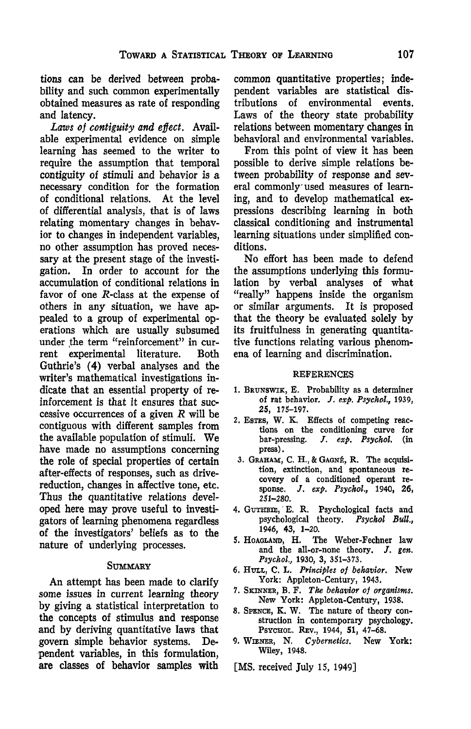tions can be derived between probability and such common experimentally obtained measures as rate of responding and latency.

*Laws of contiguity and effect.* Available experimental evidence on simple learning has seemed to the writer to require the assumption that temporal contiguity of stimuli and behavior is a necessary condition for the formation of conditional relations. At the level of differential analysis, that is of laws relating momentary changes in behavior to changes in independent variables, no other assumption has proved necessary at the present stage of the investigation. In order to account for the accumulation of conditional relations in favor of one $R$-class at the expense of others in any situation, we have appealed to a group of experimental operations which are usually subsumed under the term "reinforcement" in current experimental literature. Both Guthrie's (4) verbal analyses and the writer's mathematical investigations indicate that an essential property of reinforcement is that it ensures that successive occurrences of a given $R$ will be contiguous with different samples from the available population of stimuli. We have made no assumptions concerning the role of special properties of certain after-effects of responses, such as drive-reduction, changes in affective tone, etc. Thus the quantitative relations developed here may prove useful to investigators of learning phenomena regardless of the investigators' beliefs as to the nature of underlying processes.

## Summary

An attempt has been made to clarify some issues in current learning theory by giving a statistical interpretation to the concepts of stimulus and response and by deriving quantitative laws that govern simple behavior systems. Dependent variables, in this formulation, are classes of behavior samples with common quantitative properties; independent variables are statistical distributions of environmental events. Laws of the theory state probability relations between momentary changes in behavioral and environmental variables.

From this point of view it has been possible to derive simple relations between probability of response and several commonly used measures of learning, and to develop mathematical expressions describing learning in both classical conditioning and instrumental learning situations under simplified conditions.

No effort has been made to defend the assumptions underlying this formulation by verbal analyses of what "really" happens inside the organism or similar arguments. It is proposed that the theory be evaluated solely by its fruitfulness in generating quantitative functions relating various phenomena of learning and discrimination.

## References

1. Brunswik, E. Probability as a determiner of rat behavior. *J. exp. Psychol.*, 1939, *25*, 175–197.
2. Estes, W. K. Effects of competing reactions on the conditioning curve for bar-pressing. *J. exp. Psychol.* (in press).
3. Graham, C. H., & Gagné, R. The acquisition, extinction, and spontaneous recovery of a conditioned operant response. *J. exp. Psychol.*, 1940, *26*, 251–280.
4. Guthrie, E. R. Psychological facts and psychological theory. *Psychol Bull.*, 1946, *43*, 1–20.
5. Hoagland, H. The Weber-Fechner law and the all-or-none theory. *J. gen. Psychol.*, 1930, *3*, 351–373.
6. Hull, C. L. *Principles of behavior.* New York: Appleton-Century, 1943.
7. Skinner, B. F. *The behavior of organisms.* New York: Appleton-Century, 1938.
8. Spence, K. W. The nature of theory construction in contemporary psychology. Psychol. Rev., 1944, *51*, 47–68.
9. Wiener, N. *Cybernetics.* New York: Wiley, 1948.

[MS. received July 15, 1949]